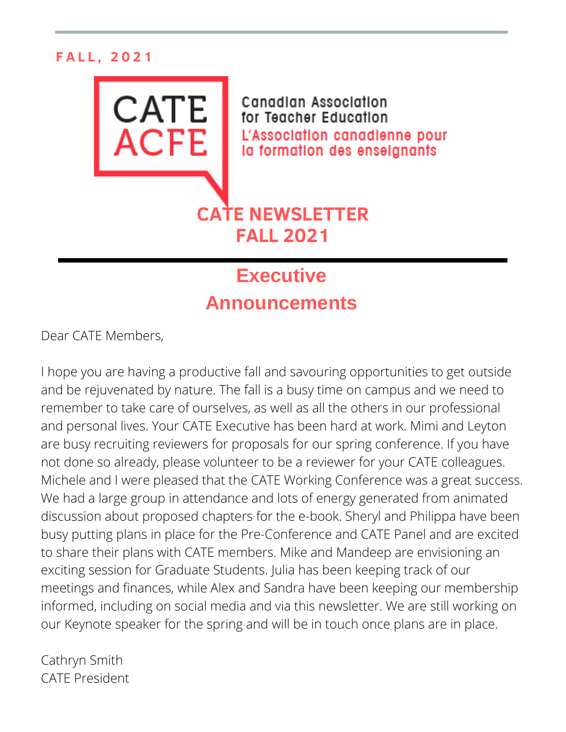FALL, 2021

CATE
ACFE

Canadian Association for Teacher Education
L'Association canadienne pour la formation des enseignants

# CATE NEWSLETTER FALL 2021

## Executive Announcements

Dear CATE Members,

I hope you are having a productive fall and savouring opportunities to get outside and be rejuvenated by nature. The fall is a busy time on campus and we need to remember to take care of ourselves, as well as all the others in our professional and personal lives. Your CATE Executive has been hard at work. Mimi and Leyton are busy recruiting reviewers for proposals for our spring conference. If you have not done so already, please volunteer to be a reviewer for your CATE colleagues. Michele and I were pleased that the CATE Working Conference was a great success. We had a large group in attendance and lots of energy generated from animated discussion about proposed chapters for the e-book. Sheryl and Philippa have been busy putting plans in place for the Pre-Conference and CATE Panel and are excited to share their plans with CATE members. Mike and Mandeep are envisioning an exciting session for Graduate Students. Julia has been keeping track of our meetings and finances, while Alex and Sandra have been keeping our membership informed, including on social media and via this newsletter. We are still working on our Keynote speaker for the spring and will be in touch once plans are in place.

Cathryn Smith
CATE President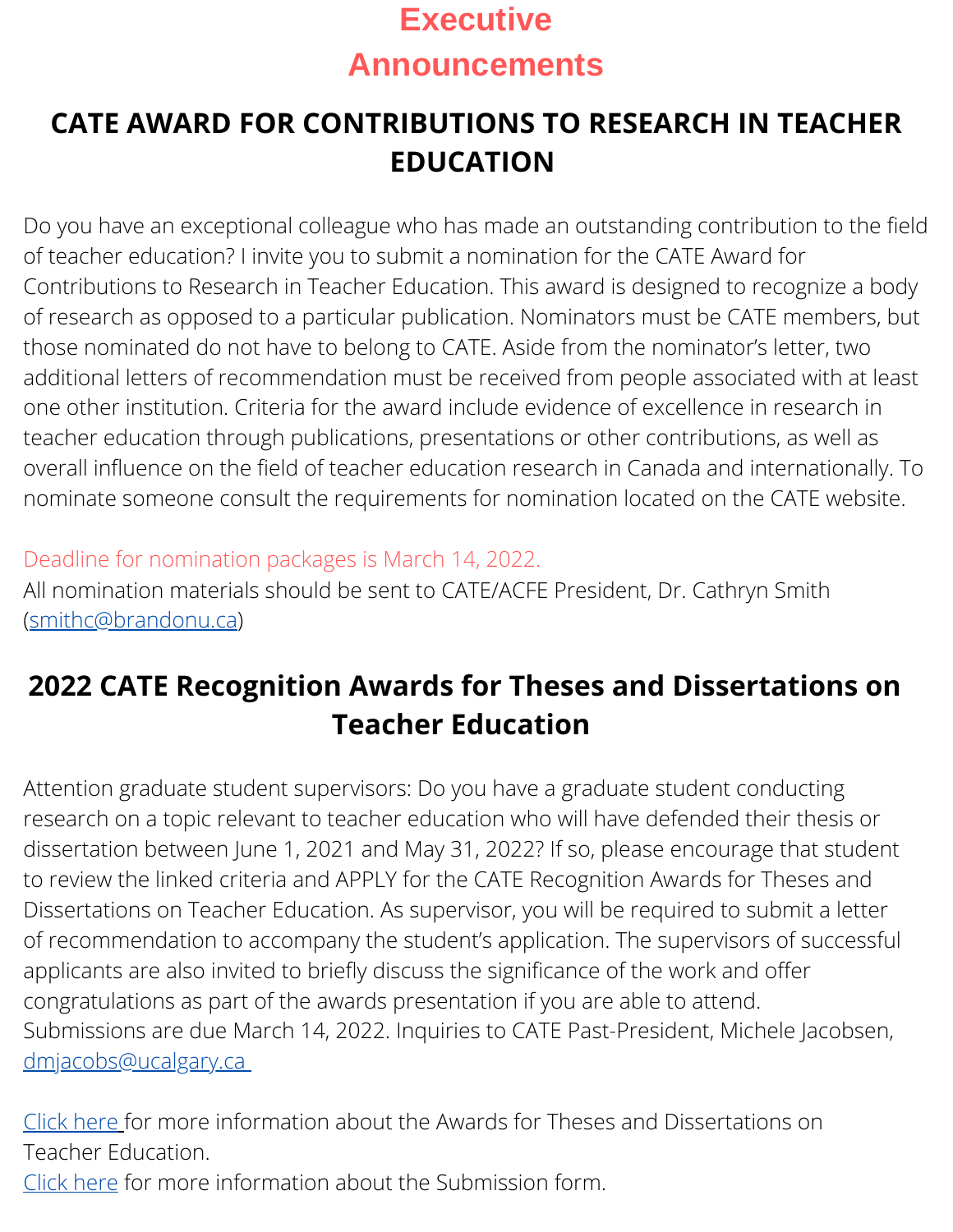# Executive Announcements

## CATE AWARD FOR CONTRIBUTIONS TO RESEARCH IN TEACHER EDUCATION

Do you have an exceptional colleague who has made an outstanding contribution to the field of teacher education? I invite you to submit a nomination for the CATE Award for Contributions to Research in Teacher Education. This award is designed to recognize a body of research as opposed to a particular publication. Nominators must be CATE members, but those nominated do not have to belong to CATE. Aside from the nominator's letter, two additional letters of recommendation must be received from people associated with at least one other institution. Criteria for the award include evidence of excellence in research in teacher education through publications, presentations or other contributions, as well as overall influence on the field of teacher education research in Canada and internationally. To nominate someone consult the requirements for nomination located on the CATE website.

Deadline for nomination packages is March 14, 2022.

All nomination materials should be sent to CATE/ACFE President, Dr. Cathryn Smith (smithc@brandonu.ca)

## 2022 CATE Recognition Awards for Theses and Dissertations on Teacher Education

Attention graduate student supervisors: Do you have a graduate student conducting research on a topic relevant to teacher education who will have defended their thesis or dissertation between June 1, 2021 and May 31, 2022? If so, please encourage that student to review the linked criteria and APPLY for the CATE Recognition Awards for Theses and Dissertations on Teacher Education. As supervisor, you will be required to submit a letter of recommendation to accompany the student's application. The supervisors of successful applicants are also invited to briefly discuss the significance of the work and offer congratulations as part of the awards presentation if you are able to attend. Submissions are due March 14, 2022. Inquiries to CATE Past-President, Michele Jacobsen, dmjacobs@ucalgary.ca

Click here for more information about the Awards for Theses and Dissertations on Teacher Education.

Click here for more information about the Submission form.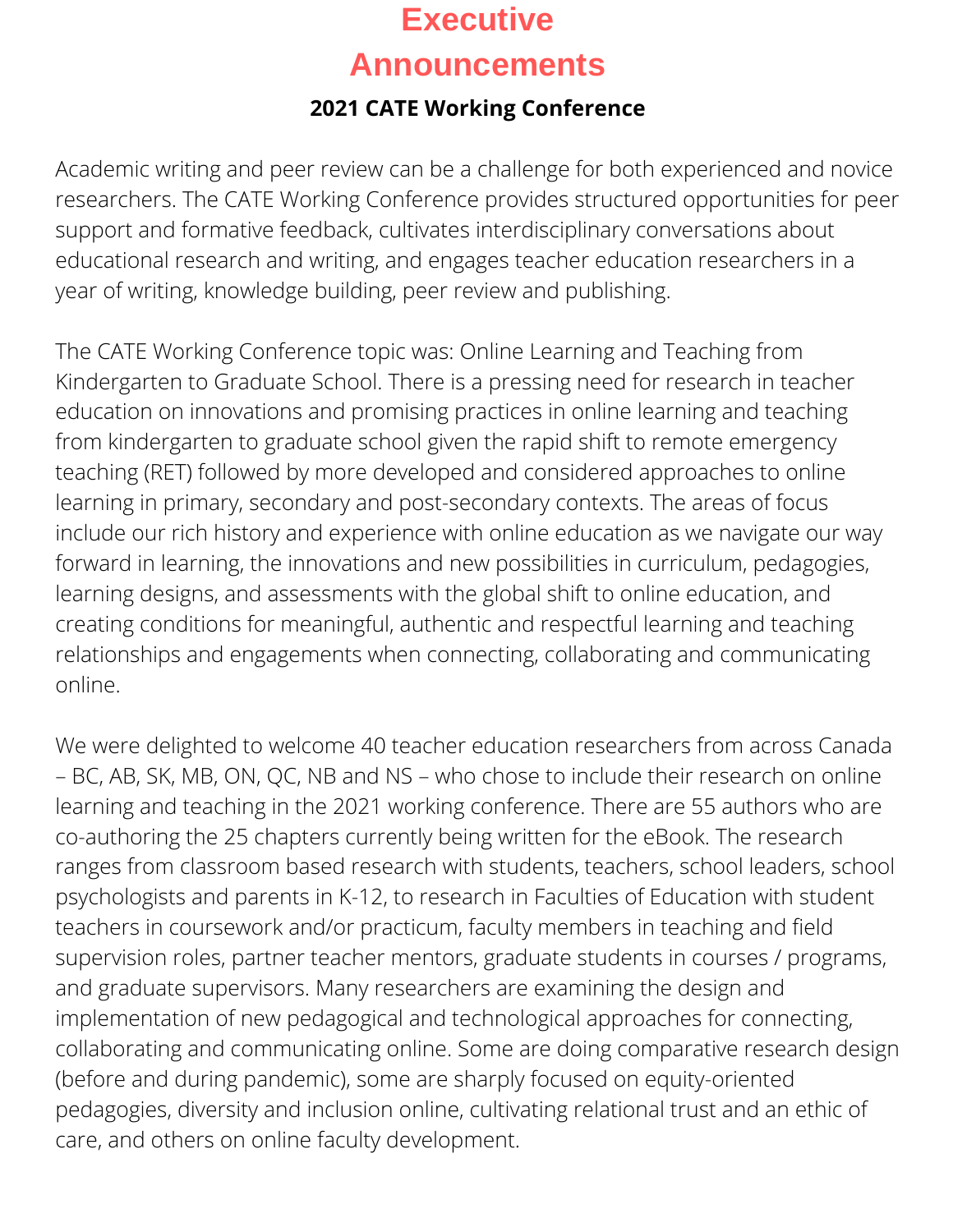# Executive Announcements

## 2021 CATE Working Conference

Academic writing and peer review can be a challenge for both experienced and novice researchers. The CATE Working Conference provides structured opportunities for peer support and formative feedback, cultivates interdisciplinary conversations about educational research and writing, and engages teacher education researchers in a year of writing, knowledge building, peer review and publishing.

The CATE Working Conference topic was: Online Learning and Teaching from Kindergarten to Graduate School. There is a pressing need for research in teacher education on innovations and promising practices in online learning and teaching from kindergarten to graduate school given the rapid shift to remote emergency teaching (RET) followed by more developed and considered approaches to online learning in primary, secondary and post-secondary contexts. The areas of focus include our rich history and experience with online education as we navigate our way forward in learning, the innovations and new possibilities in curriculum, pedagogies, learning designs, and assessments with the global shift to online education, and creating conditions for meaningful, authentic and respectful learning and teaching relationships and engagements when connecting, collaborating and communicating online.

We were delighted to welcome 40 teacher education researchers from across Canada – BC, AB, SK, MB, ON, QC, NB and NS – who chose to include their research on online learning and teaching in the 2021 working conference. There are 55 authors who are co-authoring the 25 chapters currently being written for the eBook. The research ranges from classroom based research with students, teachers, school leaders, school psychologists and parents in K-12, to research in Faculties of Education with student teachers in coursework and/or practicum, faculty members in teaching and field supervision roles, partner teacher mentors, graduate students in courses / programs, and graduate supervisors. Many researchers are examining the design and implementation of new pedagogical and technological approaches for connecting, collaborating and communicating online. Some are doing comparative research design (before and during pandemic), some are sharply focused on equity-oriented pedagogies, diversity and inclusion online, cultivating relational trust and an ethic of care, and others on online faculty development.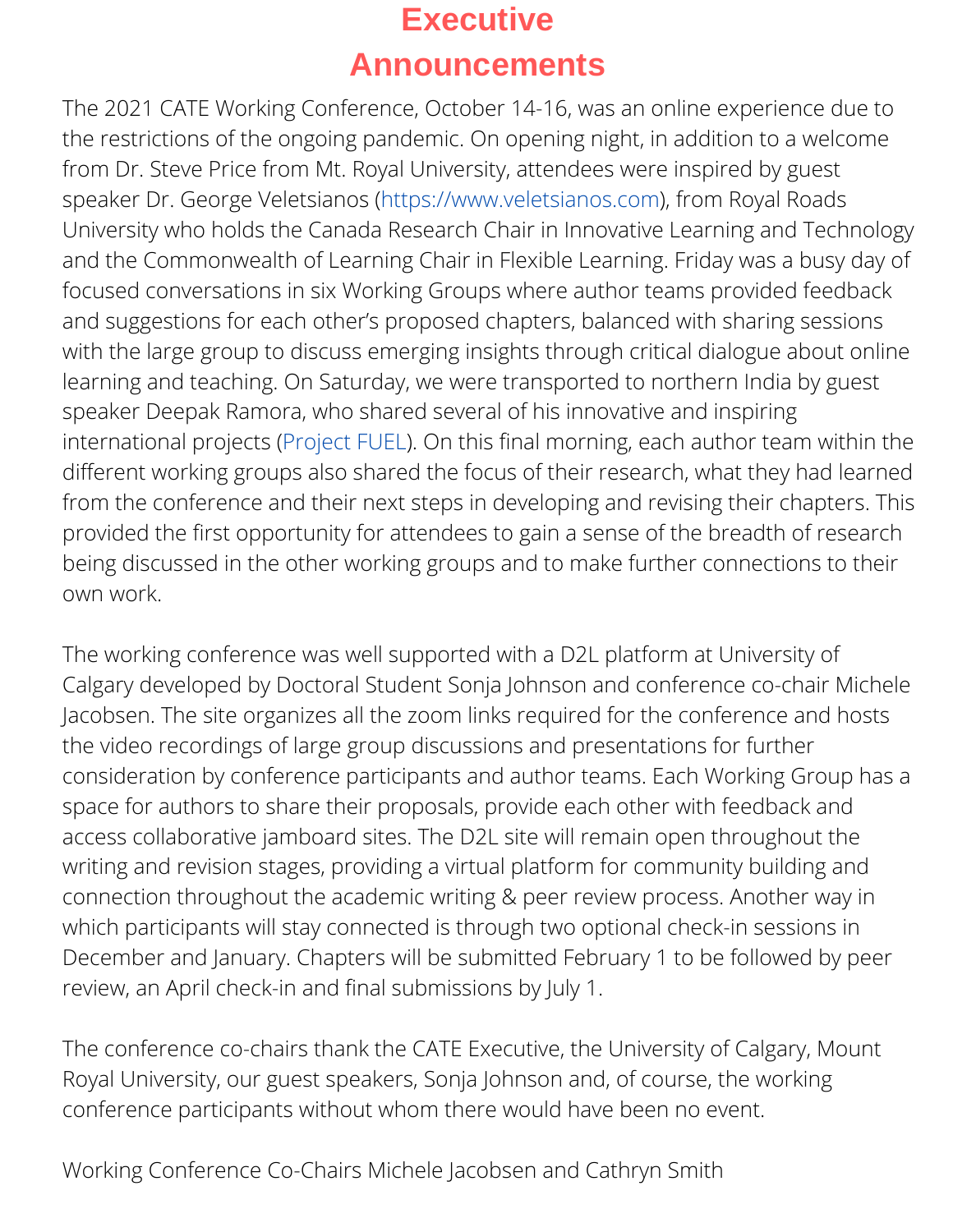# Executive Announcements

The 2021 CATE Working Conference, October 14-16, was an online experience due to the restrictions of the ongoing pandemic. On opening night, in addition to a welcome from Dr. Steve Price from Mt. Royal University, attendees were inspired by guest speaker Dr. George Veletsianos (https://www.veletsianos.com), from Royal Roads University who holds the Canada Research Chair in Innovative Learning and Technology and the Commonwealth of Learning Chair in Flexible Learning. Friday was a busy day of focused conversations in six Working Groups where author teams provided feedback and suggestions for each other's proposed chapters, balanced with sharing sessions with the large group to discuss emerging insights through critical dialogue about online learning and teaching. On Saturday, we were transported to northern India by guest speaker Deepak Ramora, who shared several of his innovative and inspiring international projects (Project FUEL). On this final morning, each author team within the different working groups also shared the focus of their research, what they had learned from the conference and their next steps in developing and revising their chapters. This provided the first opportunity for attendees to gain a sense of the breadth of research being discussed in the other working groups and to make further connections to their own work.

The working conference was well supported with a D2L platform at University of Calgary developed by Doctoral Student Sonja Johnson and conference co-chair Michele Jacobsen. The site organizes all the zoom links required for the conference and hosts the video recordings of large group discussions and presentations for further consideration by conference participants and author teams. Each Working Group has a space for authors to share their proposals, provide each other with feedback and access collaborative jamboard sites. The D2L site will remain open throughout the writing and revision stages, providing a virtual platform for community building and connection throughout the academic writing & peer review process. Another way in which participants will stay connected is through two optional check-in sessions in December and January. Chapters will be submitted February 1 to be followed by peer review, an April check-in and final submissions by July 1.

The conference co-chairs thank the CATE Executive, the University of Calgary, Mount Royal University, our guest speakers, Sonja Johnson and, of course, the working conference participants without whom there would have been no event.

Working Conference Co-Chairs Michele Jacobsen and Cathryn Smith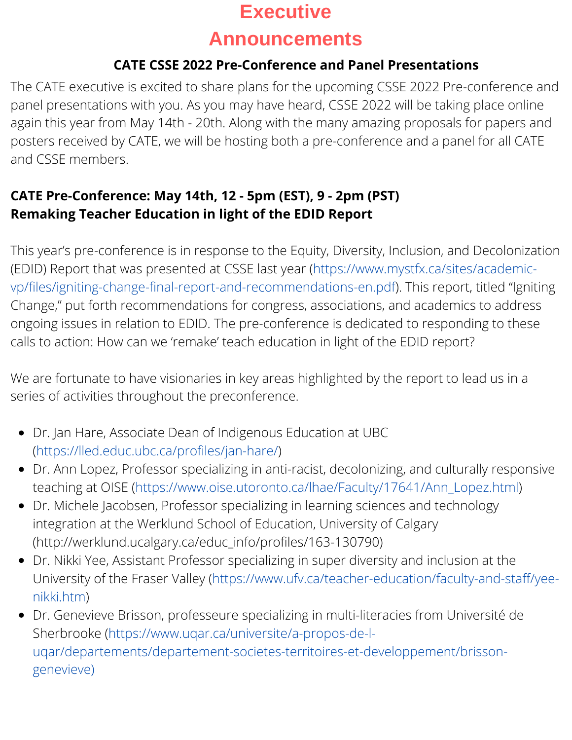# Executive Announcements

### CATE CSSE 2022 Pre-Conference and Panel Presentations

The CATE executive is excited to share plans for the upcoming CSSE 2022 Pre-conference and panel presentations with you. As you may have heard, CSSE 2022 will be taking place online again this year from May 14th - 20th. Along with the many amazing proposals for papers and posters received by CATE, we will be hosting both a pre-conference and a panel for all CATE and CSSE members.

**CATE Pre-Conference: May 14th, 12 - 5pm (EST), 9 - 2pm (PST)**
**Remaking Teacher Education in light of the EDID Report**

This year's pre-conference is in response to the Equity, Diversity, Inclusion, and Decolonization (EDID) Report that was presented at CSSE last year (https://www.mystfx.ca/sites/academic-vp/files/igniting-change-final-report-and-recommendations-en.pdf). This report, titled "Igniting Change," put forth recommendations for congress, associations, and academics to address ongoing issues in relation to EDID. The pre-conference is dedicated to responding to these calls to action: How can we 'remake' teach education in light of the EDID report?

We are fortunate to have visionaries in key areas highlighted by the report to lead us in a series of activities throughout the preconference.

- Dr. Jan Hare, Associate Dean of Indigenous Education at UBC (https://lled.educ.ubc.ca/profiles/jan-hare/)
- Dr. Ann Lopez, Professor specializing in anti-racist, decolonizing, and culturally responsive teaching at OISE (https://www.oise.utoronto.ca/lhae/Faculty/17641/Ann_Lopez.html)
- Dr. Michele Jacobsen, Professor specializing in learning sciences and technology integration at the Werklund School of Education, University of Calgary (http://werklund.ucalgary.ca/educ_info/profiles/163-130790)
- Dr. Nikki Yee, Assistant Professor specializing in super diversity and inclusion at the University of the Fraser Valley (https://www.ufv.ca/teacher-education/faculty-and-staff/yee-nikki.htm)
- Dr. Genevieve Brisson, professeure specializing in multi-literacies from Université de Sherbrooke (https://www.uqar.ca/universite/a-propos-de-l-uqar/departements/departement-societes-territoires-et-developpement/brisson-genevieve)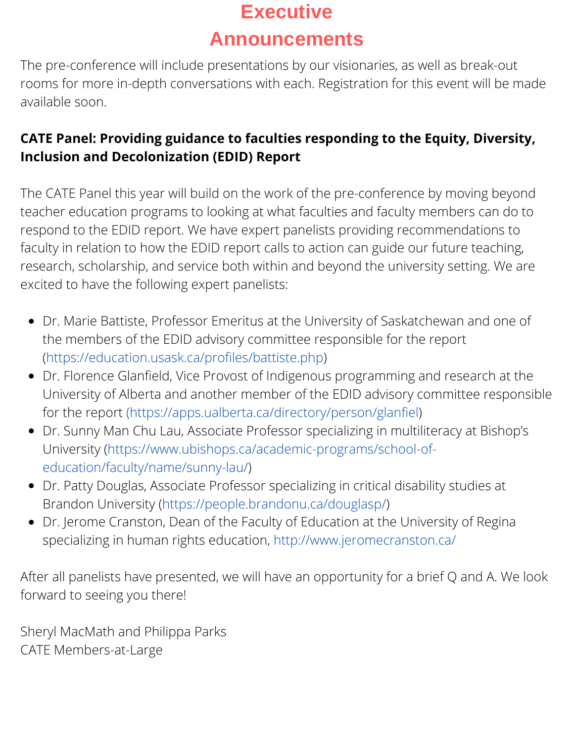# Executive Announcements

The pre-conference will include presentations by our visionaries, as well as break-out rooms for more in-depth conversations with each. Registration for this event will be made available soon.

**CATE Panel: Providing guidance to faculties responding to the Equity, Diversity, Inclusion and Decolonization (EDID) Report**

The CATE Panel this year will build on the work of the pre-conference by moving beyond teacher education programs to looking at what faculties and faculty members can do to respond to the EDID report. We have expert panelists providing recommendations to faculty in relation to how the EDID report calls to action can guide our future teaching, research, scholarship, and service both within and beyond the university setting. We are excited to have the following expert panelists:

- Dr. Marie Battiste, Professor Emeritus at the University of Saskatchewan and one of the members of the EDID advisory committee responsible for the report (https://education.usask.ca/profiles/battiste.php)
- Dr. Florence Glanfield, Vice Provost of Indigenous programming and research at the University of Alberta and another member of the EDID advisory committee responsible for the report (https://apps.ualberta.ca/directory/person/glanfiel)
- Dr. Sunny Man Chu Lau, Associate Professor specializing in multiliteracy at Bishop's University (https://www.ubishops.ca/academic-programs/school-of-education/faculty/name/sunny-lau/)
- Dr. Patty Douglas, Associate Professor specializing in critical disability studies at Brandon University (https://people.brandonu.ca/douglasp/)
- Dr. Jerome Cranston, Dean of the Faculty of Education at the University of Regina specializing in human rights education, http://www.jeromecranston.ca/

After all panelists have presented, we will have an opportunity for a brief Q and A. We look forward to seeing you there!

Sheryl MacMath and Philippa Parks
CATE Members-at-Large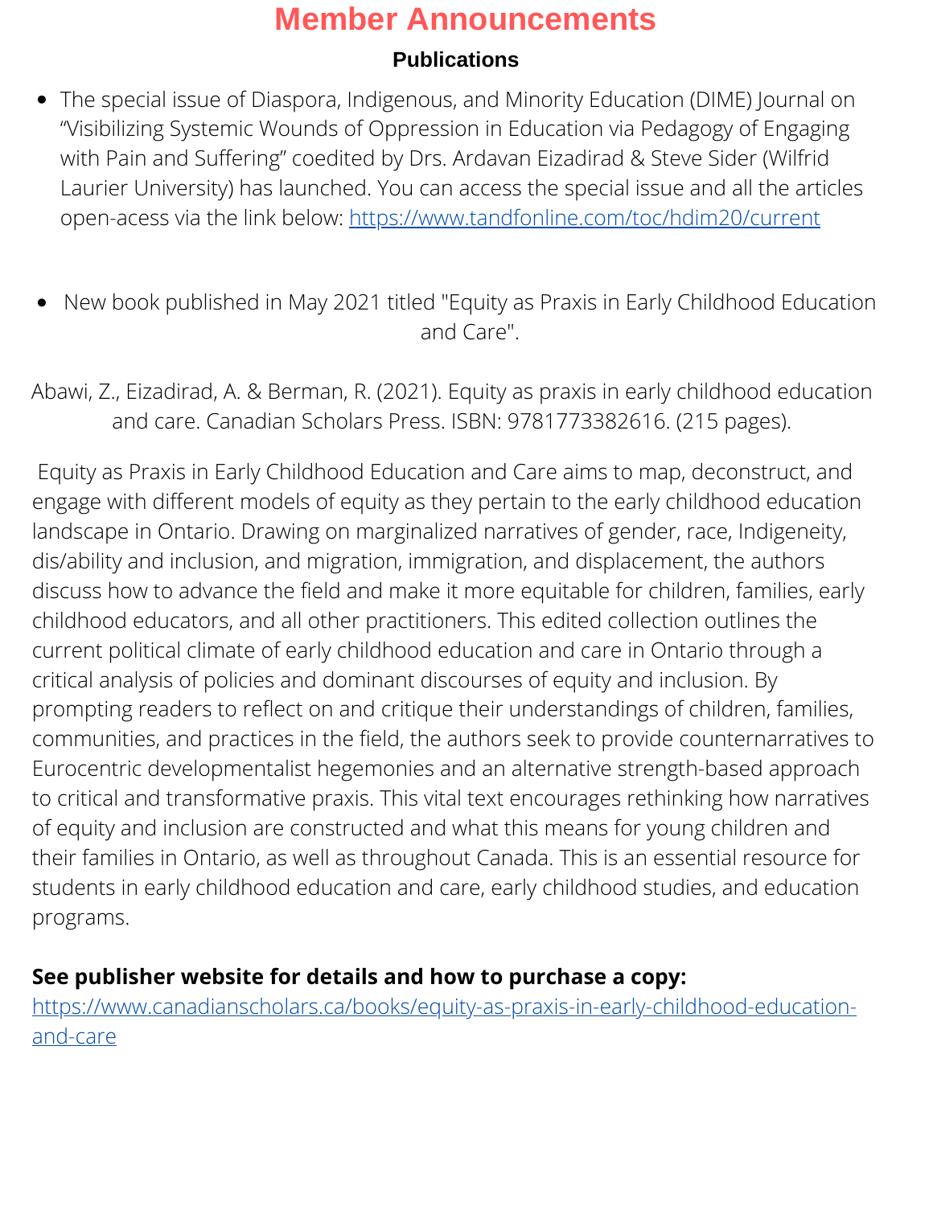# Member Announcements

### Publications

- The special issue of Diaspora, Indigenous, and Minority Education (DIME) Journal on “Visibilizing Systemic Wounds of Oppression in Education via Pedagogy of Engaging with Pain and Suffering” coedited by Drs. Ardavan Eizadirad & Steve Sider (Wilfrid Laurier University) has launched. You can access the special issue and all the articles open-acess via the link below: https://www.tandfonline.com/toc/hdim20/current

- New book published in May 2021 titled "Equity as Praxis in Early Childhood Education and Care".

Abawi, Z., Eizadirad, A. & Berman, R. (2021). Equity as praxis in early childhood education and care. Canadian Scholars Press. ISBN: 9781773382616. (215 pages).

Equity as Praxis in Early Childhood Education and Care aims to map, deconstruct, and engage with different models of equity as they pertain to the early childhood education landscape in Ontario. Drawing on marginalized narratives of gender, race, Indigeneity, dis/ability and inclusion, and migration, immigration, and displacement, the authors discuss how to advance the field and make it more equitable for children, families, early childhood educators, and all other practitioners. This edited collection outlines the current political climate of early childhood education and care in Ontario through a critical analysis of policies and dominant discourses of equity and inclusion. By prompting readers to reflect on and critique their understandings of children, families, communities, and practices in the field, the authors seek to provide counternarratives to Eurocentric developmentalist hegemonies and an alternative strength-based approach to critical and transformative praxis. This vital text encourages rethinking how narratives of equity and inclusion are constructed and what this means for young children and their families in Ontario, as well as throughout Canada. This is an essential resource for students in early childhood education and care, early childhood studies, and education programs.

**See publisher website for details and how to purchase a copy:**
https://www.canadianscholars.ca/books/equity-as-praxis-in-early-childhood-education-and-care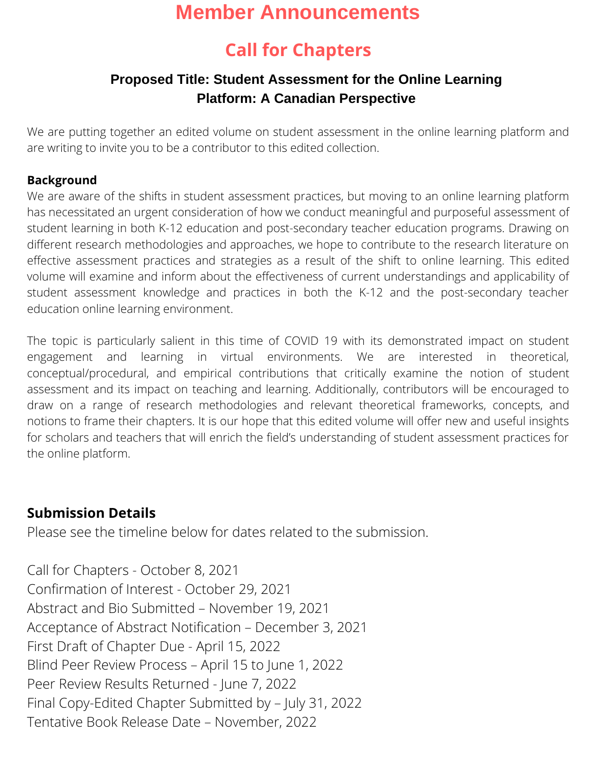# Member Announcements

## Call for Chapters

### Proposed Title: Student Assessment for the Online Learning Platform: A Canadian Perspective

We are putting together an edited volume on student assessment in the online learning platform and are writing to invite you to be a contributor to this edited collection.

**Background**

We are aware of the shifts in student assessment practices, but moving to an online learning platform has necessitated an urgent consideration of how we conduct meaningful and purposeful assessment of student learning in both K-12 education and post-secondary teacher education programs. Drawing on different research methodologies and approaches, we hope to contribute to the research literature on effective assessment practices and strategies as a result of the shift to online learning. This edited volume will examine and inform about the effectiveness of current understandings and applicability of student assessment knowledge and practices in both the K-12 and the post-secondary teacher education online learning environment.

The topic is particularly salient in this time of COVID 19 with its demonstrated impact on student engagement and learning in virtual environments. We are interested in theoretical, conceptual/procedural, and empirical contributions that critically examine the notion of student assessment and its impact on teaching and learning. Additionally, contributors will be encouraged to draw on a range of research methodologies and relevant theoretical frameworks, concepts, and notions to frame their chapters. It is our hope that this edited volume will offer new and useful insights for scholars and teachers that will enrich the field's understanding of student assessment practices for the online platform.

**Submission Details**

Please see the timeline below for dates related to the submission.

Call for Chapters - October 8, 2021
Confirmation of Interest - October 29, 2021
Abstract and Bio Submitted – November 19, 2021
Acceptance of Abstract Notification – December 3, 2021
First Draft of Chapter Due - April 15, 2022
Blind Peer Review Process – April 15 to June 1, 2022
Peer Review Results Returned - June 7, 2022
Final Copy-Edited Chapter Submitted by – July 31, 2022
Tentative Book Release Date – November, 2022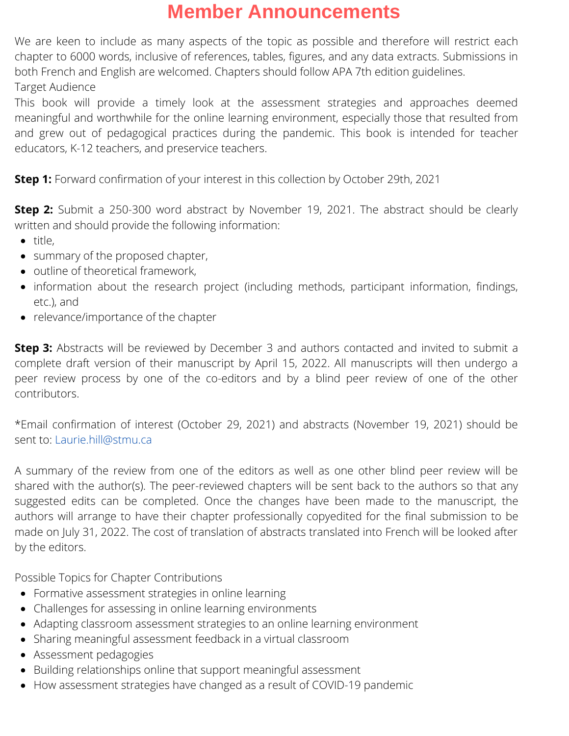# Member Announcements

We are keen to include as many aspects of the topic as possible and therefore will restrict each chapter to 6000 words, inclusive of references, tables, figures, and any data extracts. Submissions in both French and English are welcomed. Chapters should follow APA 7th edition guidelines.

Target Audience

This book will provide a timely look at the assessment strategies and approaches deemed meaningful and worthwhile for the online learning environment, especially those that resulted from and grew out of pedagogical practices during the pandemic. This book is intended for teacher educators, K-12 teachers, and preservice teachers.

**Step 1:** Forward confirmation of your interest in this collection by October 29th, 2021

**Step 2:** Submit a 250-300 word abstract by November 19, 2021. The abstract should be clearly written and should provide the following information:

- title,
- summary of the proposed chapter,
- outline of theoretical framework,
- information about the research project (including methods, participant information, findings, etc.), and
- relevance/importance of the chapter

**Step 3:** Abstracts will be reviewed by December 3 and authors contacted and invited to submit a complete draft version of their manuscript by April 15, 2022. All manuscripts will then undergo a peer review process by one of the co-editors and by a blind peer review of one of the other contributors.

*Email confirmation of interest (October 29, 2021) and abstracts (November 19, 2021) should be sent to: Laurie.hill@stmu.ca

A summary of the review from one of the editors as well as one other blind peer review will be shared with the author(s). The peer-reviewed chapters will be sent back to the authors so that any suggested edits can be completed. Once the changes have been made to the manuscript, the authors will arrange to have their chapter professionally copyedited for the final submission to be made on July 31, 2022. The cost of translation of abstracts translated into French will be looked after by the editors.

Possible Topics for Chapter Contributions

- Formative assessment strategies in online learning
- Challenges for assessing in online learning environments
- Adapting classroom assessment strategies to an online learning environment
- Sharing meaningful assessment feedback in a virtual classroom
- Assessment pedagogies
- Building relationships online that support meaningful assessment
- How assessment strategies have changed as a result of COVID-19 pandemic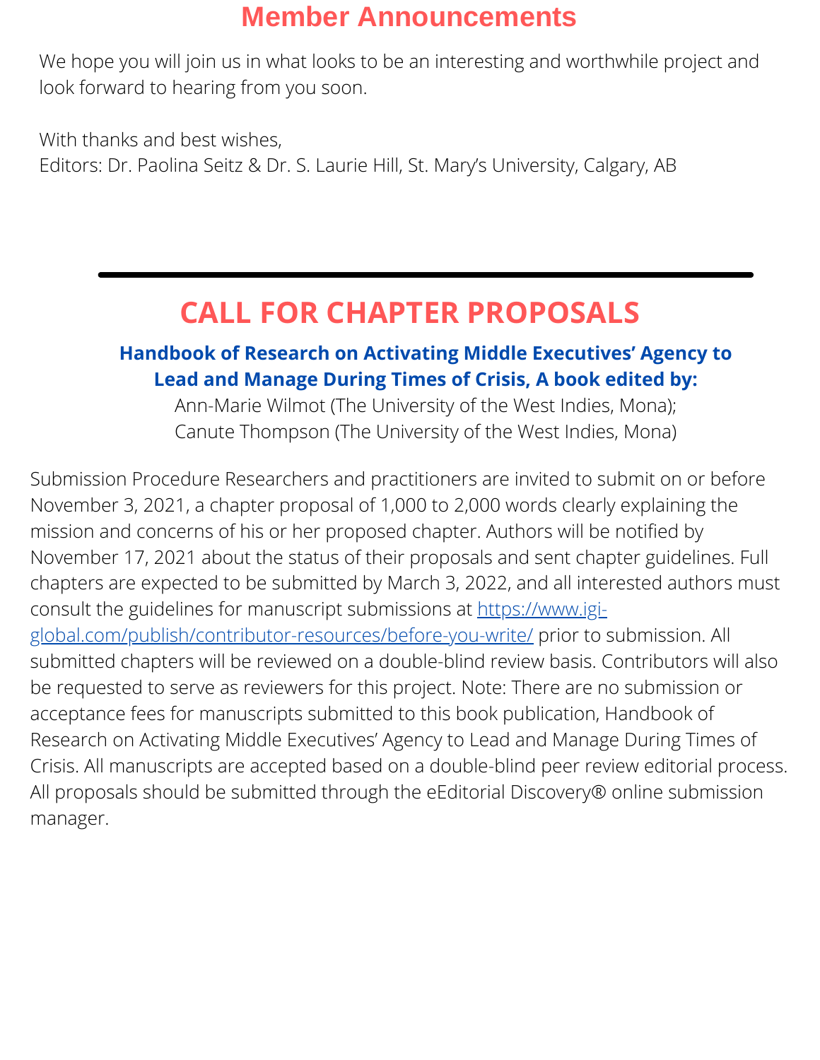# Member Announcements

We hope you will join us in what looks to be an interesting and worthwhile project and look forward to hearing from you soon.

With thanks and best wishes,
Editors: Dr. Paolina Seitz & Dr. S. Laurie Hill, St. Mary's University, Calgary, AB

---

## CALL FOR CHAPTER PROPOSALS

**Handbook of Research on Activating Middle Executives' Agency to Lead and Manage During Times of Crisis, A book edited by:**

Ann-Marie Wilmot (The University of the West Indies, Mona);
Canute Thompson (The University of the West Indies, Mona)

Submission Procedure Researchers and practitioners are invited to submit on or before November 3, 2021, a chapter proposal of 1,000 to 2,000 words clearly explaining the mission and concerns of his or her proposed chapter. Authors will be notified by November 17, 2021 about the status of their proposals and sent chapter guidelines. Full chapters are expected to be submitted by March 3, 2022, and all interested authors must consult the guidelines for manuscript submissions at [https://www.igi-global.com/publish/contributor-resources/before-you-write/](https://www.igi-global.com/publish/contributor-resources/before-you-write/) prior to submission. All submitted chapters will be reviewed on a double-blind review basis. Contributors will also be requested to serve as reviewers for this project. Note: There are no submission or acceptance fees for manuscripts submitted to this book publication, Handbook of Research on Activating Middle Executives' Agency to Lead and Manage During Times of Crisis. All manuscripts are accepted based on a double-blind peer review editorial process. All proposals should be submitted through the eEditorial Discovery® online submission manager.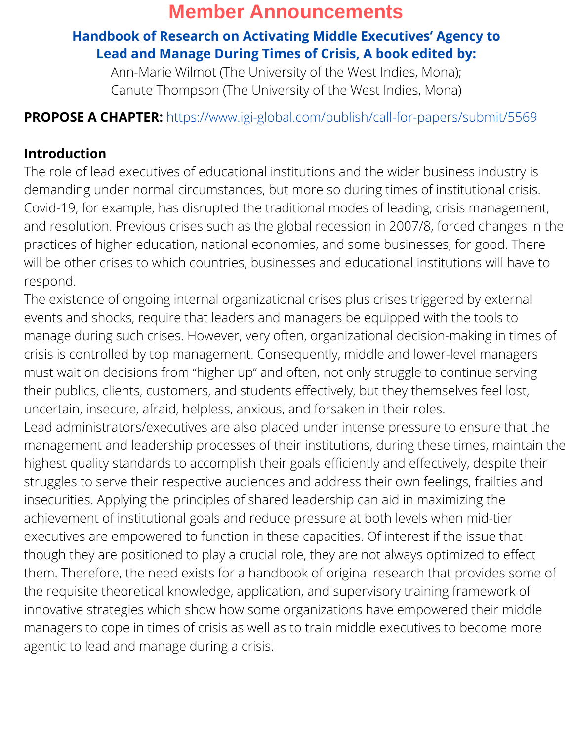# Member Announcements

## Handbook of Research on Activating Middle Executives' Agency to Lead and Manage During Times of Crisis, A book edited by:

Ann-Marie Wilmot (The University of the West Indies, Mona);
Canute Thompson (The University of the West Indies, Mona)

**PROPOSE A CHAPTER:** https://www.igi-global.com/publish/call-for-papers/submit/5569

### Introduction

The role of lead executives of educational institutions and the wider business industry is demanding under normal circumstances, but more so during times of institutional crisis. Covid-19, for example, has disrupted the traditional modes of leading, crisis management, and resolution. Previous crises such as the global recession in 2007/8, forced changes in the practices of higher education, national economies, and some businesses, for good. There will be other crises to which countries, businesses and educational institutions will have to respond.

The existence of ongoing internal organizational crises plus crises triggered by external events and shocks, require that leaders and managers be equipped with the tools to manage during such crises. However, very often, organizational decision-making in times of crisis is controlled by top management. Consequently, middle and lower-level managers must wait on decisions from "higher up" and often, not only struggle to continue serving their publics, clients, customers, and students effectively, but they themselves feel lost, uncertain, insecure, afraid, helpless, anxious, and forsaken in their roles.

Lead administrators/executives are also placed under intense pressure to ensure that the management and leadership processes of their institutions, during these times, maintain the highest quality standards to accomplish their goals efficiently and effectively, despite their struggles to serve their respective audiences and address their own feelings, frailties and insecurities. Applying the principles of shared leadership can aid in maximizing the achievement of institutional goals and reduce pressure at both levels when mid-tier executives are empowered to function in these capacities. Of interest if the issue that though they are positioned to play a crucial role, they are not always optimized to effect them. Therefore, the need exists for a handbook of original research that provides some of the requisite theoretical knowledge, application, and supervisory training framework of innovative strategies which show how some organizations have empowered their middle managers to cope in times of crisis as well as to train middle executives to become more agentic to lead and manage during a crisis.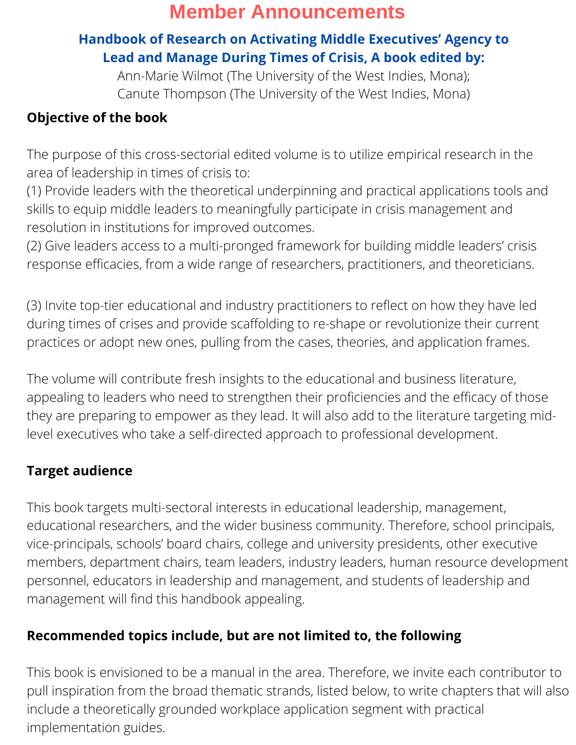# Member Announcements

## Handbook of Research on Activating Middle Executives' Agency to Lead and Manage During Times of Crisis, A book edited by:

Ann-Marie Wilmot (The University of the West Indies, Mona);
Canute Thompson (The University of the West Indies, Mona)

### Objective of the book

The purpose of this cross-sectorial edited volume is to utilize empirical research in the area of leadership in times of crisis to:
(1) Provide leaders with the theoretical underpinning and practical applications tools and skills to equip middle leaders to meaningfully participate in crisis management and resolution in institutions for improved outcomes.
(2) Give leaders access to a multi-pronged framework for building middle leaders' crisis response efficacies, from a wide range of researchers, practitioners, and theoreticians.

(3) Invite top-tier educational and industry practitioners to reflect on how they have led during times of crises and provide scaffolding to re-shape or revolutionize their current practices or adopt new ones, pulling from the cases, theories, and application frames.

The volume will contribute fresh insights to the educational and business literature, appealing to leaders who need to strengthen their proficiencies and the efficacy of those they are preparing to empower as they lead. It will also add to the literature targeting mid-level executives who take a self-directed approach to professional development.

### Target audience

This book targets multi-sectoral interests in educational leadership, management, educational researchers, and the wider business community. Therefore, school principals, vice-principals, schools' board chairs, college and university presidents, other executive members, department chairs, team leaders, industry leaders, human resource development personnel, educators in leadership and management, and students of leadership and management will find this handbook appealing.

### Recommended topics include, but are not limited to, the following

This book is envisioned to be a manual in the area. Therefore, we invite each contributor to pull inspiration from the broad thematic strands, listed below, to write chapters that will also include a theoretically grounded workplace application segment with practical implementation guides.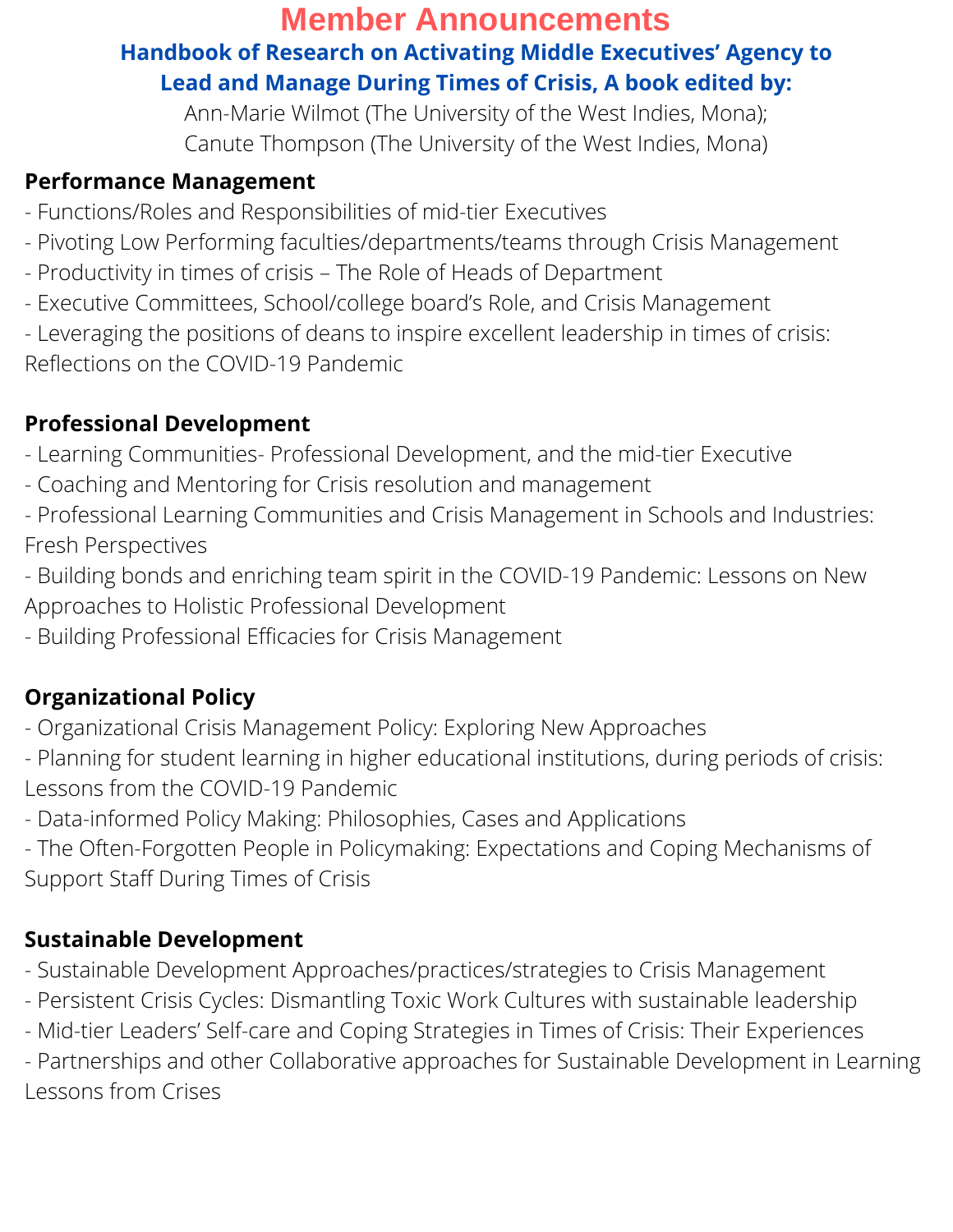# Member Announcements

## Handbook of Research on Activating Middle Executives' Agency to Lead and Manage During Times of Crisis, A book edited by:

Ann-Marie Wilmot (The University of the West Indies, Mona);
Canute Thompson (The University of the West Indies, Mona)

**Performance Management**

- Functions/Roles and Responsibilities of mid-tier Executives
- Pivoting Low Performing faculties/departments/teams through Crisis Management
- Productivity in times of crisis – The Role of Heads of Department
- Executive Committees, School/college board's Role, and Crisis Management
- Leveraging the positions of deans to inspire excellent leadership in times of crisis: Reflections on the COVID-19 Pandemic

**Professional Development**

- Learning Communities- Professional Development, and the mid-tier Executive
- Coaching and Mentoring for Crisis resolution and management
- Professional Learning Communities and Crisis Management in Schools and Industries: Fresh Perspectives
- Building bonds and enriching team spirit in the COVID-19 Pandemic: Lessons on New Approaches to Holistic Professional Development
- Building Professional Efficacies for Crisis Management

**Organizational Policy**

- Organizational Crisis Management Policy: Exploring New Approaches
- Planning for student learning in higher educational institutions, during periods of crisis: Lessons from the COVID-19 Pandemic
- Data-informed Policy Making: Philosophies, Cases and Applications
- The Often-Forgotten People in Policymaking: Expectations and Coping Mechanisms of Support Staff During Times of Crisis

**Sustainable Development**

- Sustainable Development Approaches/practices/strategies to Crisis Management
- Persistent Crisis Cycles: Dismantling Toxic Work Cultures with sustainable leadership
- Mid-tier Leaders' Self-care and Coping Strategies in Times of Crisis: Their Experiences
- Partnerships and other Collaborative approaches for Sustainable Development in Learning Lessons from Crises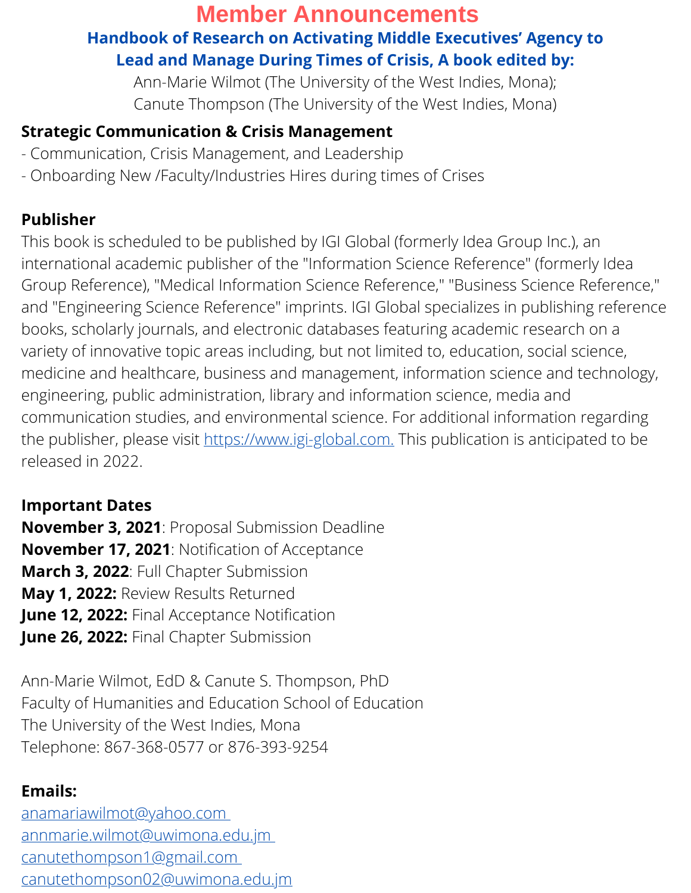# Member Announcements

## Handbook of Research on Activating Middle Executives' Agency to Lead and Manage During Times of Crisis, A book edited by:

Ann-Marie Wilmot (The University of the West Indies, Mona);
Canute Thompson (The University of the West Indies, Mona)

**Strategic Communication & Crisis Management**

- Communication, Crisis Management, and Leadership
- Onboarding New /Faculty/Industries Hires during times of Crises

**Publisher**

This book is scheduled to be published by IGI Global (formerly Idea Group Inc.), an international academic publisher of the "Information Science Reference" (formerly Idea Group Reference), "Medical Information Science Reference," "Business Science Reference," and "Engineering Science Reference" imprints. IGI Global specializes in publishing reference books, scholarly journals, and electronic databases featuring academic research on a variety of innovative topic areas including, but not limited to, education, social science, medicine and healthcare, business and management, information science and technology, engineering, public administration, library and information science, media and communication studies, and environmental science. For additional information regarding the publisher, please visit https://www.igi-global.com. This publication is anticipated to be released in 2022.

**Important Dates**

**November 3, 2021**: Proposal Submission Deadline
**November 17, 2021**: Notification of Acceptance
**March 3, 2022**: Full Chapter Submission
**May 1, 2022:** Review Results Returned
**June 12, 2022:** Final Acceptance Notification
**June 26, 2022:** Final Chapter Submission

Ann-Marie Wilmot, EdD & Canute S. Thompson, PhD
Faculty of Humanities and Education School of Education
The University of the West Indies, Mona
Telephone: 867-368-0577 or 876-393-9254

**Emails:**

anamariawilmot@yahoo.com
annmarie.wilmot@uwimona.edu.jm
canutethompson1@gmail.com
canutethompson02@uwimona.edu.jm